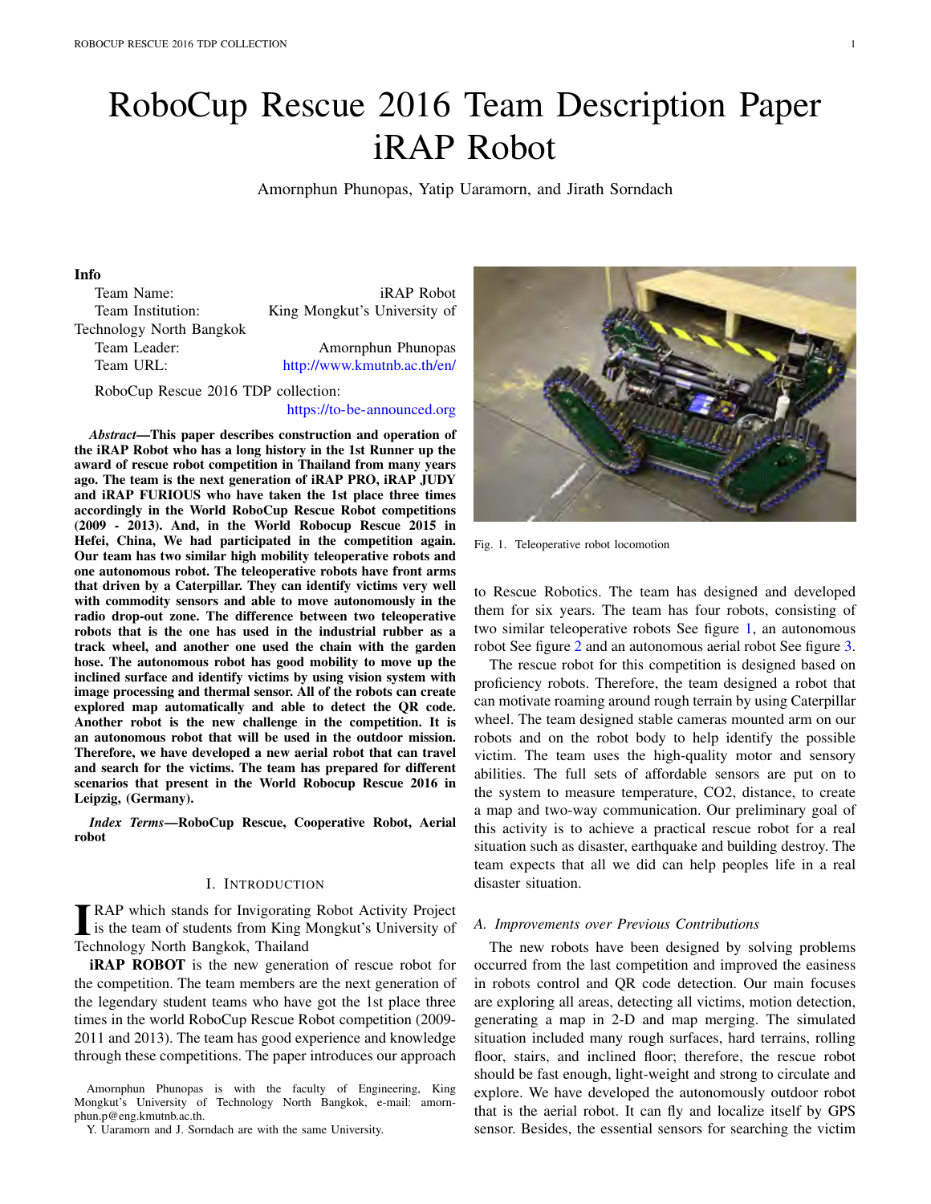# RoboCup Rescue 2016 Team Description Paper iRAP Robot

Amornphun Phunopas, Yatip Uaramorn, and Jirath Sorndach

**Info**

Team Name: iRAP Robot
Team Institution: King Mongkut's University of Technology North Bangkok
Team Leader: Amornphun Phunopas
Team URL: http://www.kmutnb.ac.th/en/

RoboCup Rescue 2016 TDP collection: https://to-be-announced.org

***Abstract*—This paper describes construction and operation of the iRAP Robot who has a long history in the 1st Runner up the award of rescue robot competition in Thailand from many years ago. The team is the next generation of iRAP PRO, iRAP JUDY and iRAP FURIOUS who have taken the 1st place three times accordingly in the World RoboCup Rescue Robot competitions (2009 - 2013). And, in the World Robocup Rescue 2015 in Hefei, China, We had participated in the competition again. Our team has two similar high mobility teleoperative robots and one autonomous robot. The teleoperative robots have front arms that driven by a Caterpillar. They can identify victims very well with commodity sensors and able to move autonomously in the radio drop-out zone. The difference between two teleoperative robots that is the one has used in the industrial rubber as a track wheel, and another one used the chain with the garden hose. The autonomous robot has good mobility to move up the inclined surface and identify victims by using vision system with image processing and thermal sensor. All of the robots can create explored map automatically and able to detect the QR code. Another robot is the new challenge in the competition. It is an autonomous robot that will be used in the outdoor mission. Therefore, we have developed a new aerial robot that can travel and search for the victims. The team has prepared for different scenarios that present in the World Robocup Rescue 2016 in Leipzig, (Germany).**

***Index Terms*—RoboCup Rescue, Cooperative Robot, Aerial robot**

## I. Introduction

IRAP which stands for Invigorating Robot Activity Project is the team of students from King Mongkut's University of Technology North Bangkok, Thailand

**iRAP ROBOT** is the new generation of rescue robot for the competition. The team members are the next generation of the legendary student teams who have got the 1st place three times in the world RoboCup Rescue Robot competition (2009-2011 and 2013). The team has good experience and knowledge through these competitions. The paper introduces our approach to Rescue Robotics. The team has designed and developed them for six years. The team has four robots, consisting of two similar teleoperative robots See figure 1, an autonomous robot See figure 2 and an autonomous aerial robot See figure 3.

Fig. 1. Teleoperative robot locomotion

The rescue robot for this competition is designed based on proficiency robots. Therefore, the team designed a robot that can motivate roaming around rough terrain by using Caterpillar wheel. The team designed stable cameras mounted arm on our robots and on the robot body to help identify the possible victim. The team uses the high-quality motor and sensory abilities. The full sets of affordable sensors are put on to the system to measure temperature, $CO_2$, distance, to create a map and two-way communication. Our preliminary goal of this activity is to achieve a practical rescue robot for a real situation such as disaster, earthquake and building destroy. The team expects that all we did can help peoples life in a real disaster situation.

### A. Improvements over Previous Contributions

The new robots have been designed by solving problems occurred from the last competition and improved the easiness in robots control and QR code detection. Our main focuses are exploring all areas, detecting all victims, motion detection, generating a map in 2-D and map merging. The simulated situation included many rough surfaces, hard terrains, rolling floor, stairs, and inclined floor; therefore, the rescue robot should be fast enough, light-weight and strong to circulate and explore. We have developed the autonomously outdoor robot that is the aerial robot. It can fly and localize itself by GPS sensor. Besides, the essential sensors for searching the victim

Amornphun Phunopas is with the faculty of Engineering, King Mongkut's University of Technology North Bangkok, e-mail: amornphun.p@eng.kmutnb.ac.th.

Y. Uaramorn and J. Sorndach are with the same University.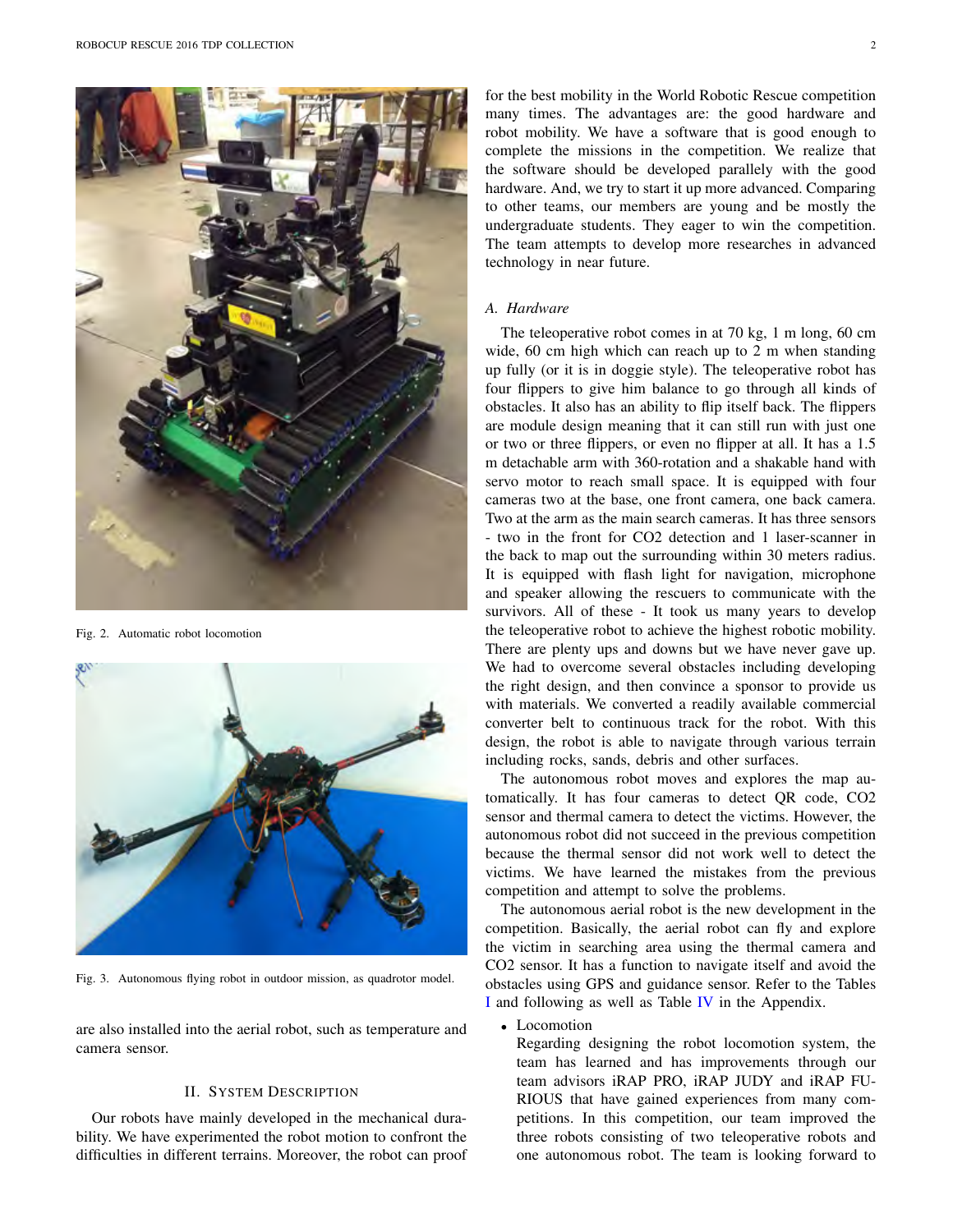Fig. 2. Automatic robot locomotion

Fig. 3. Autonomous flying robot in outdoor mission, as quadrotor model.

are also installed into the aerial robot, such as temperature and camera sensor.

## II. System Description

Our robots have mainly developed in the mechanical durability. We have experimented the robot motion to confront the difficulties in different terrains. Moreover, the robot can proof for the best mobility in the World Robotic Rescue competition many times. The advantages are: the good hardware and robot mobility. We have a software that is good enough to complete the missions in the competition. We realize that the software should be developed parallely with the good hardware. And, we try to start it up more advanced. Comparing to other teams, our members are young and be mostly the undergraduate students. They eager to win the competition. The team attempts to develop more researches in advanced technology in near future.

### A. Hardware

The teleoperative robot comes in at 70 kg, 1 m long, 60 cm wide, 60 cm high which can reach up to 2 m when standing up fully (or it is in doggie style). The teleoperative robot has four flippers to give him balance to go through all kinds of obstacles. It also has an ability to flip itself back. The flippers are module design meaning that it can still run with just one or two or three flippers, or even no flipper at all. It has a 1.5 m detachable arm with 360-rotation and a shakable hand with servo motor to reach small space. It is equipped with four cameras two at the base, one front camera, one back camera. Two at the arm as the main search cameras. It has three sensors - two in the front for CO2 detection and 1 laser-scanner in the back to map out the surrounding within 30 meters radius. It is equipped with flash light for navigation, microphone and speaker allowing the rescuers to communicate with the survivors. All of these - It took us many years to develop the teleoperative robot to achieve the highest robotic mobility. There are plenty ups and downs but we have never gave up. We had to overcome several obstacles including developing the right design, and then convince a sponsor to provide us with materials. We converted a readily available commercial converter belt to continuous track for the robot. With this design, the robot is able to navigate through various terrain including rocks, sands, debris and other surfaces.

The autonomous robot moves and explores the map automatically. It has four cameras to detect QR code, CO2 sensor and thermal camera to detect the victims. However, the autonomous robot did not succeed in the previous competition because the thermal sensor did not work well to detect the victims. We have learned the mistakes from the previous competition and attempt to solve the problems.

The autonomous aerial robot is the new development in the competition. Basically, the aerial robot can fly and explore the victim in searching area using the thermal camera and CO2 sensor. It has a function to navigate itself and avoid the obstacles using GPS and guidance sensor. Refer to the Tables I and following as well as Table IV in the Appendix.

- Locomotion
  Regarding designing the robot locomotion system, the team has learned and has improvements through our team advisors iRAP PRO, iRAP JUDY and iRAP FURIOUS that have gained experiences from many competitions. In this competition, our team improved the three robots consisting of two teleoperative robots and one autonomous robot. The team is looking forward to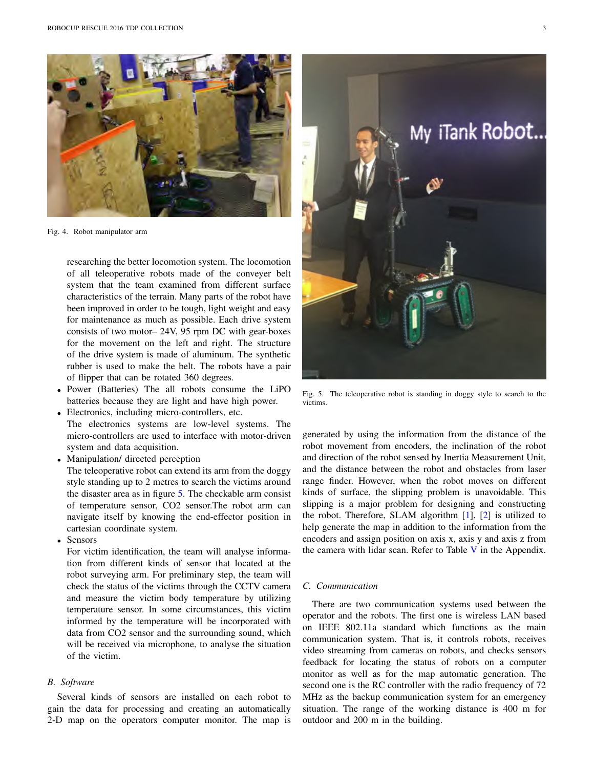Fig. 4. Robot manipulator arm

researching the better locomotion system. The locomotion of all teleoperative robots made of the conveyer belt system that the team examined from different surface characteristics of the terrain. Many parts of the robot have been improved in order to be tough, light weight and easy for maintenance as much as possible. Each drive system consists of two motor– 24V, 95 rpm DC with gear-boxes for the movement on the left and right. The structure of the drive system is made of aluminum. The synthetic rubber is used to make the belt. The robots have a pair of flipper that can be rotated 360 degrees.

- Power (Batteries) The all robots consume the LiPO batteries because they are light and have high power.
- Electronics, including micro-controllers, etc.
  The electronics systems are low-level systems. The micro-controllers are used to interface with motor-driven system and data acquisition.
- Manipulation/ directed perception
  The teleoperative robot can extend its arm from the doggy style standing up to 2 metres to search the victims around the disaster area as in figure 5. The checkable arm consist of temperature sensor, CO2 sensor.The robot arm can navigate itself by knowing the end-effector position in cartesian coordinate system.
- Sensors
  For victim identification, the team will analyse information from different kinds of sensor that located at the robot surveying arm. For preliminary step, the team will check the status of the victims through the CCTV camera and measure the victim body temperature by utilizing temperature sensor. In some circumstances, this victim informed by the temperature will be incorporated with data from CO2 sensor and the surrounding sound, which will be received via microphone, to analyse the situation of the victim.

### B. Software

Several kinds of sensors are installed on each robot to gain the data for processing and creating an automatically 2-D map on the operators computer monitor. The map is generated by using the information from the distance of the robot movement from encoders, the inclination of the robot and direction of the robot sensed by Inertia Measurement Unit, and the distance between the robot and obstacles from laser range finder. However, when the robot moves on different kinds of surface, the slipping problem is unavoidable. This slipping is a major problem for designing and constructing the robot. Therefore, SLAM algorithm [1], [2] is utilized to help generate the map in addition to the information from the encoders and assign position on axis x, axis y and axis z from the camera with lidar scan. Refer to Table V in the Appendix.

Fig. 5. The teleoperative robot is standing in doggy style to search to the victims.

### C. Communication

There are two communication systems used between the operator and the robots. The first one is wireless LAN based on IEEE 802.11a standard which functions as the main communication system. That is, it controls robots, receives video streaming from cameras on robots, and checks sensors feedback for locating the status of robots on a computer monitor as well as for the map automatic generation. The second one is the RC controller with the radio frequency of 72 MHz as the backup communication system for an emergency situation. The range of the working distance is 400 m for outdoor and 200 m in the building.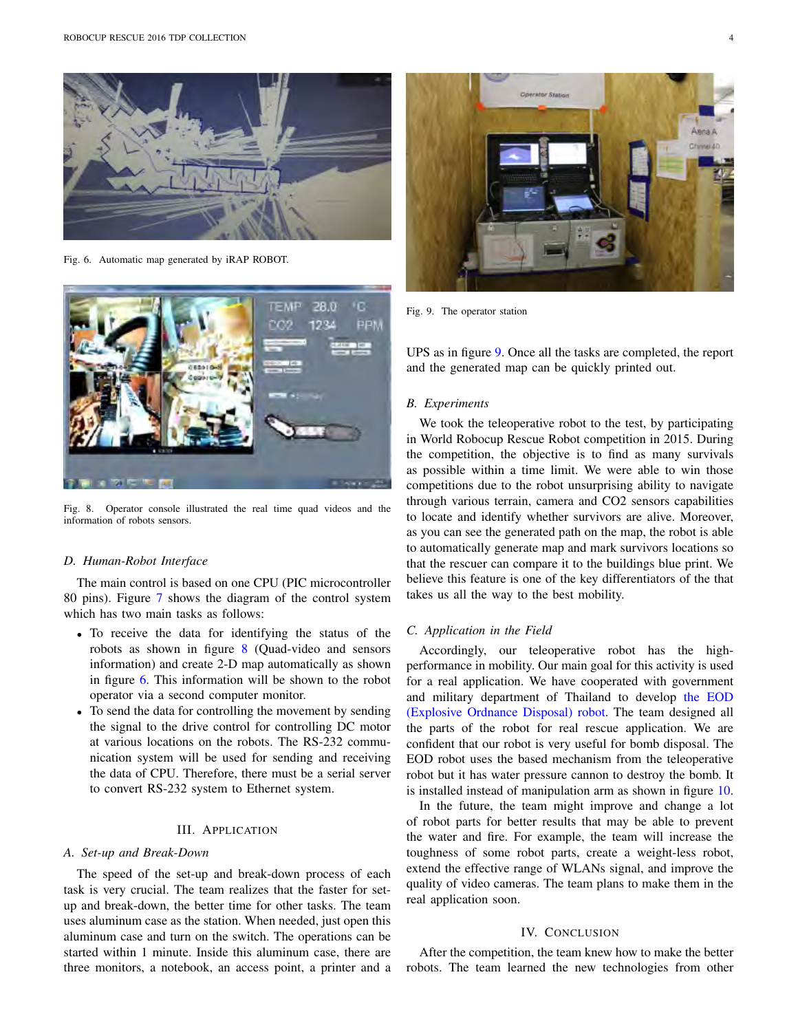Fig. 6. Automatic map generated by iRAP ROBOT.

Fig. 8. Operator console illustrated the real time quad videos and the information of robots sensors.

### D. Human-Robot Interface

The main control is based on one CPU (PIC microcontroller 80 pins). Figure 7 shows the diagram of the control system which has two main tasks as follows:

- To receive the data for identifying the status of the robots as shown in figure 8 (Quad-video and sensors information) and create 2-D map automatically as shown in figure 6. This information will be shown to the robot operator via a second computer monitor.
- To send the data for controlling the movement by sending the signal to the drive control for controlling DC motor at various locations on the robots. The RS-232 communication system will be used for sending and receiving the data of CPU. Therefore, there must be a serial server to convert RS-232 system to Ethernet system.

## III. Application

### A. Set-up and Break-Down

The speed of the set-up and break-down process of each task is very crucial. The team realizes that the faster for set-up and break-down, the better time for other tasks. The team uses aluminum case as the station. When needed, just open this aluminum case and turn on the switch. The operations can be started within 1 minute. Inside this aluminum case, there are three monitors, a notebook, an access point, a printer and a UPS as in figure 9. Once all the tasks are completed, the report and the generated map can be quickly printed out.

Fig. 9. The operator station

### B. Experiments

We took the teleoperative robot to the test, by participating in World Robocup Rescue Robot competition in 2015. During the competition, the objective is to find as many survivals as possible within a time limit. We were able to win those competitions due to the robot unsurprising ability to navigate through various terrain, camera and CO2 sensors capabilities to locate and identify whether survivors are alive. Moreover, as you can see the generated path on the map, the robot is able to automatically generate map and mark survivors locations so that the rescuer can compare it to the buildings blue print. We believe this feature is one of the key differentiators of the that takes us all the way to the best mobility.

### C. Application in the Field

Accordingly, our teleoperative robot has the high-performance in mobility. Our main goal for this activity is used for a real application. We have cooperated with government and military department of Thailand to develop the EOD (Explosive Ordnance Disposal) robot. The team designed all the parts of the robot for real rescue application. We are confident that our robot is very useful for bomb disposal. The EOD robot uses the based mechanism from the teleoperative robot but it has water pressure cannon to destroy the bomb. It is installed instead of manipulation arm as shown in figure 10.

In the future, the team might improve and change a lot of robot parts for better results that may be able to prevent the water and fire. For example, the team will increase the toughness of some robot parts, create a weight-less robot, extend the effective range of WLANs signal, and improve the quality of video cameras. The team plans to make them in the real application soon.

## IV. Conclusion

After the competition, the team knew how to make the better robots. The team learned the new technologies from other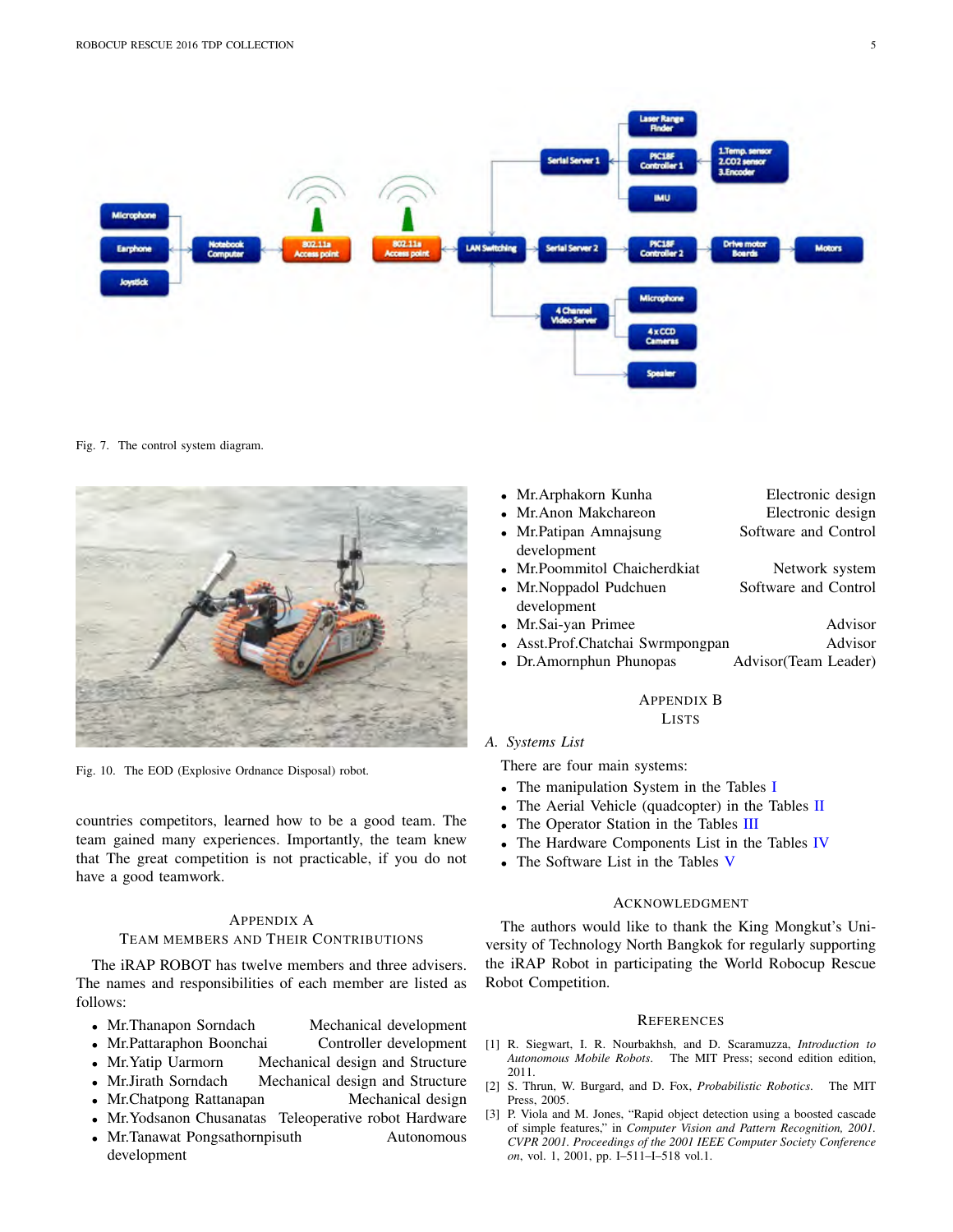Fig. 7. The control system diagram.

Fig. 10. The EOD (Explosive Ordnance Disposal) robot.

countries competitors, learned how to be a good team. The team gained many experiences. Importantly, the team knew that The great competition is not practicable, if you do not have a good teamwork.

## Appendix A
## Team Members and Their Contributions

The iRAP ROBOT has twelve members and three advisers. The names and responsibilities of each member are listed as follows:

- Mr.Thanapon Sorndach — Mechanical development
- Mr.Pattaraphon Boonchai — Controller development
- Mr.Yatip Uarmorn — Mechanical design and Structure
- Mr.Jirath Sorndach — Mechanical design and Structure
- Mr.Chatpong Rattanapan — Mechanical design
- Mr.Yodsanon Chusanatas — Teleoperative robot Hardware
- Mr.Tanawat Pongsathornpisuth — Autonomous development
- Mr.Arphakorn Kunha — Electronic design
- Mr.Anon Makchareon — Electronic design
- Mr.Patipan Amnajsung — Software and Control development
- Mr.Poommitol Chaicherdkiat — Network system
- Mr.Noppadol Pudchuen — Software and Control development
- Mr.Sai-yan Primee — Advisor
- Asst.Prof.Chatchai Swrmpongpan — Advisor
- Dr.Amornphun Phunopas — Advisor(Team Leader)

## Appendix B
## Lists

### A. Systems List

There are four main systems:

- The manipulation System in the Tables I
- The Aerial Vehicle (quadcopter) in the Tables II
- The Operator Station in the Tables III
- The Hardware Components List in the Tables IV
- The Software List in the Tables V

## Acknowledgment

The authors would like to thank the King Mongkut's University of Technology North Bangkok for regularly supporting the iRAP Robot in participating the World Robocup Rescue Robot Competition.

## References

[1] R. Siegwart, I. R. Nourbakhsh, and D. Scaramuzza, *Introduction to Autonomous Mobile Robots*. The MIT Press; second edition edition, 2011.

[2] S. Thrun, W. Burgard, and D. Fox, *Probabilistic Robotics*. The MIT Press, 2005.

[3] P. Viola and M. Jones, "Rapid object detection using a boosted cascade of simple features," in *Computer Vision and Pattern Recognition, 2001. CVPR 2001. Proceedings of the 2001 IEEE Computer Society Conference on*, vol. 1, 2001, pp. I–511–I–518 vol.1.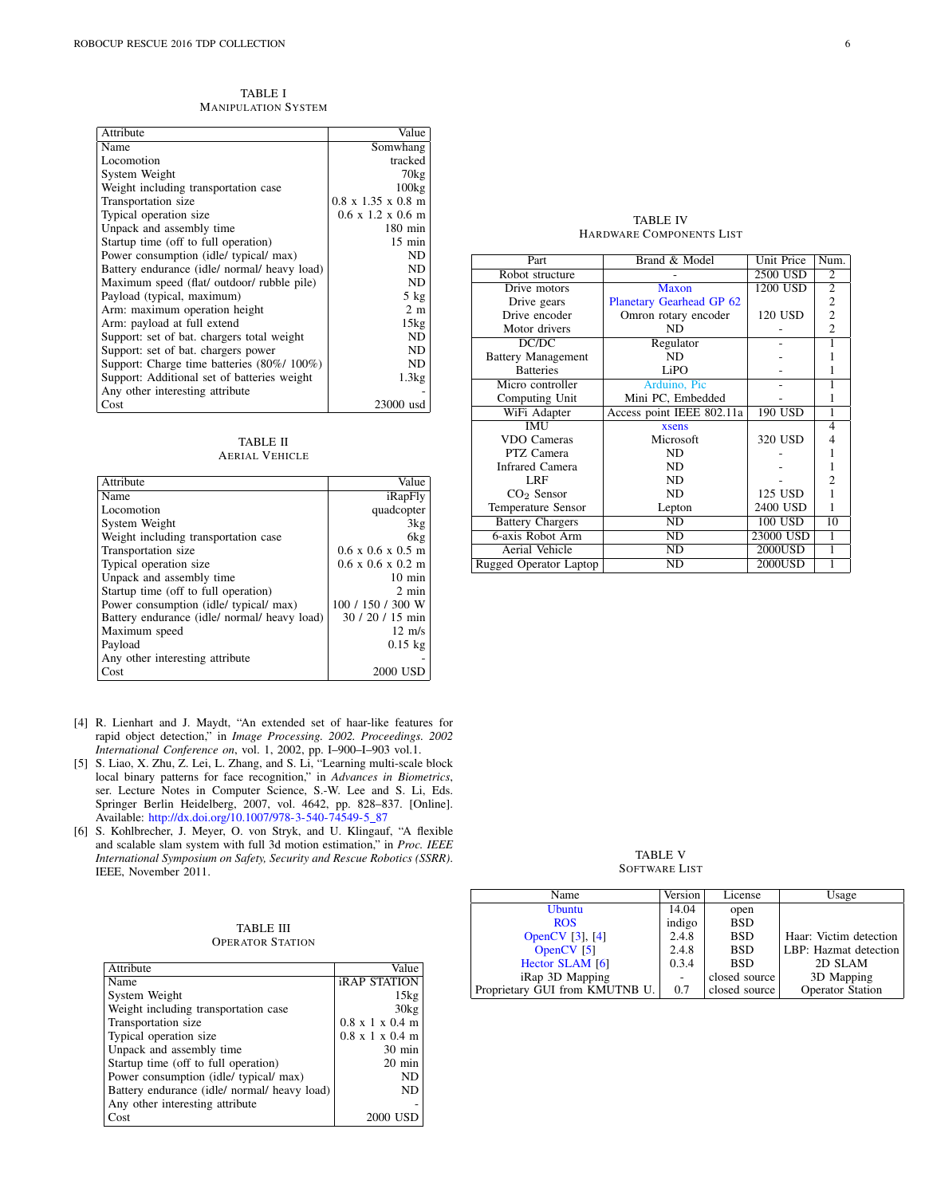TABLE I
MANIPULATION SYSTEM

| Attribute | Value |
|---|---|
| Name | Somwhang |
| Locomotion | tracked |
| System Weight | 70kg |
| Weight including transportation case | 100kg |
| Transportation size | 0.8 x 1.35 x 0.8 m |
| Typical operation size | 0.6 x 1.2 x 0.6 m |
| Unpack and assembly time | 180 min |
| Startup time (off to full operation) | 15 min |
| Power consumption (idle/ typical/ max) | ND |
| Battery endurance (idle/ normal/ heavy load) | ND |
| Maximum speed (flat/ outdoor/ rubble pile) | ND |
| Payload (typical, maximum) | 5 kg |
| Arm: maximum operation height | 2 m |
| Arm: payload at full extend | 15kg |
| Support: set of bat. chargers total weight | ND |
| Support: set of bat. chargers power | ND |
| Support: Charge time batteries (80%/ 100%) | ND |
| Support: Additional set of batteries weight | 1.3kg |
| Any other interesting attribute | - |
| Cost | 23000 usd |

TABLE II
AERIAL VEHICLE

| Attribute | Value |
|---|---|
| Name | iRapFly |
| Locomotion | quadcopter |
| System Weight | 3kg |
| Weight including transportation case | 6kg |
| Transportation size | 0.6 x 0.6 x 0.5 m |
| Typical operation size | 0.6 x 0.6 x 0.2 m |
| Unpack and assembly time | 10 min |
| Startup time (off to full operation) | 2 min |
| Power consumption (idle/ typical/ max) | 100 / 150 / 300 W |
| Battery endurance (idle/ normal/ heavy load) | 30 / 20 / 15 min |
| Maximum speed | 12 m/s |
| Payload | 0.15 kg |
| Any other interesting attribute | - |
| Cost | 2000 USD |

[4] R. Lienhart and J. Maydt, "An extended set of haar-like features for rapid object detection," in *Image Processing. 2002. Proceedings. 2002 International Conference on*, vol. 1, 2002, pp. I–900–I–903 vol.1.

[5] S. Liao, X. Zhu, Z. Lei, L. Zhang, and S. Li, "Learning multi-scale block local binary patterns for face recognition," in *Advances in Biometrics*, ser. Lecture Notes in Computer Science, S.-W. Lee and S. Li, Eds. Springer Berlin Heidelberg, 2007, vol. 4642, pp. 828–837. [Online]. Available: http://dx.doi.org/10.1007/978-3-540-74549-5_87

[6] S. Kohlbrecher, J. Meyer, O. von Stryk, and U. Klingauf, "A flexible and scalable slam system with full 3d motion estimation," in *Proc. IEEE International Symposium on Safety, Security and Rescue Robotics (SSRR)*. IEEE, November 2011.

TABLE III
OPERATOR STATION

| Attribute | Value |
|---|---|
| Name | iRAP STATION |
| System Weight | 15kg |
| Weight including transportation case | 30kg |
| Transportation size | 0.8 x 1 x 0.4 m |
| Typical operation size | 0.8 x 1 x 0.4 m |
| Unpack and assembly time | 30 min |
| Startup time (off to full operation) | 20 min |
| Power consumption (idle/ typical/ max) | ND |
| Battery endurance (idle/ normal/ heavy load) | ND |
| Any other interesting attribute | - |
| Cost | 2000 USD |

TABLE IV
HARDWARE COMPONENTS LIST

| Part | Brand & Model | Unit Price | Num. |
|---|---|---|---|
| Robot structure | - | 2500 USD | 2 |
| Drive motors | Maxon | 1200 USD | 2 |
| Drive gears | Planetary Gearhead GP 62 | | 2 |
| Drive encoder | Omron rotary encoder | 120 USD | 2 |
| Motor drivers | ND | - | 2 |
| DC/DC | Regulator | - | 1 |
| Battery Management | ND | - | 1 |
| Batteries | LiPO | - | 1 |
| Micro controller | Arduino, Pic | - | 1 |
| Computing Unit | Mini PC, Embedded | - | 1 |
| WiFi Adapter | Access point IEEE 802.11a | 190 USD | 1 |
| IMU | xsens | | 4 |
| VDO Cameras | Microsoft | 320 USD | 4 |
| PTZ Camera | ND | - | 1 |
| Infrared Camera | ND | - | 1 |
| LRF | ND | - | 2 |
| $CO_2$ Sensor | ND | 125 USD | 1 |
| Temperature Sensor | Lepton | 2400 USD | 1 |
| Battery Chargers | ND | 100 USD | 10 |
| 6-axis Robot Arm | ND | 23000 USD | 1 |
| Aerial Vehicle | ND | 2000USD | 1 |
| Rugged Operator Laptop | ND | 2000USD | 1 |

TABLE V
SOFTWARE LIST

| Name | Version | License | Usage |
|---|---|---|---|
| Ubuntu | 14.04 | open | |
| ROS | indigo | BSD | |
| OpenCV [3], [4] | 2.4.8 | BSD | Haar: Victim detection |
| OpenCV [5] | 2.4.8 | BSD | LBP: Hazmat detection |
| Hector SLAM [6] | 0.3.4 | BSD | 2D SLAM |
| iRap 3D Mapping | - | closed source | 3D Mapping |
| Proprietary GUI from KMUTNB U. | 0.7 | closed source | Operator Station |